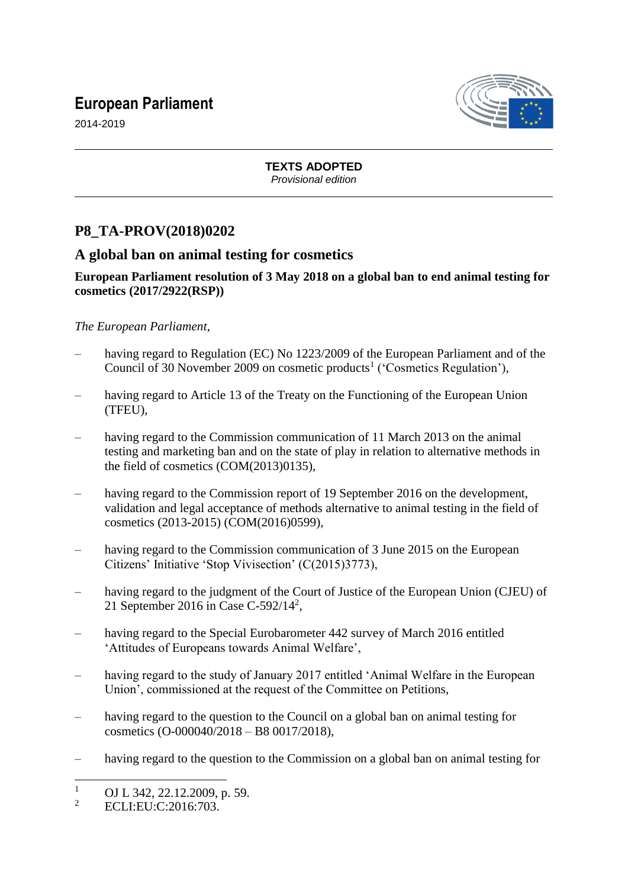# European Parliament

2014-2019

**TEXTS ADOPTED**
*Provisional edition*

## P8_TA-PROV(2018)0202

## A global ban on animal testing for cosmetics

**European Parliament resolution of 3 May 2018 on a global ban to end animal testing for cosmetics (2017/2922(RSP))**

*The European Parliament*,

– having regard to Regulation (EC) No 1223/2009 of the European Parliament and of the Council of 30 November 2009 on cosmetic products[1] ('Cosmetics Regulation'),

– having regard to Article 13 of the Treaty on the Functioning of the European Union (TFEU),

– having regard to the Commission communication of 11 March 2013 on the animal testing and marketing ban and on the state of play in relation to alternative methods in the field of cosmetics (COM(2013)0135),

– having regard to the Commission report of 19 September 2016 on the development, validation and legal acceptance of methods alternative to animal testing in the field of cosmetics (2013-2015) (COM(2016)0599),

– having regard to the Commission communication of 3 June 2015 on the European Citizens' Initiative 'Stop Vivisection' (C(2015)3773),

– having regard to the judgment of the Court of Justice of the European Union (CJEU) of 21 September 2016 in Case C-592/14[2],

– having regard to the Special Eurobarometer 442 survey of March 2016 entitled 'Attitudes of Europeans towards Animal Welfare',

– having regard to the study of January 2017 entitled 'Animal Welfare in the European Union', commissioned at the request of the Committee on Petitions,

– having regard to the question to the Council on a global ban on animal testing for cosmetics (O-000040/2018 – B8 0017/2018),

– having regard to the question to the Commission on a global ban on animal testing for

---

[1] OJ L 342, 22.12.2009, p. 59.

[2] ECLI:EU:C:2016:703.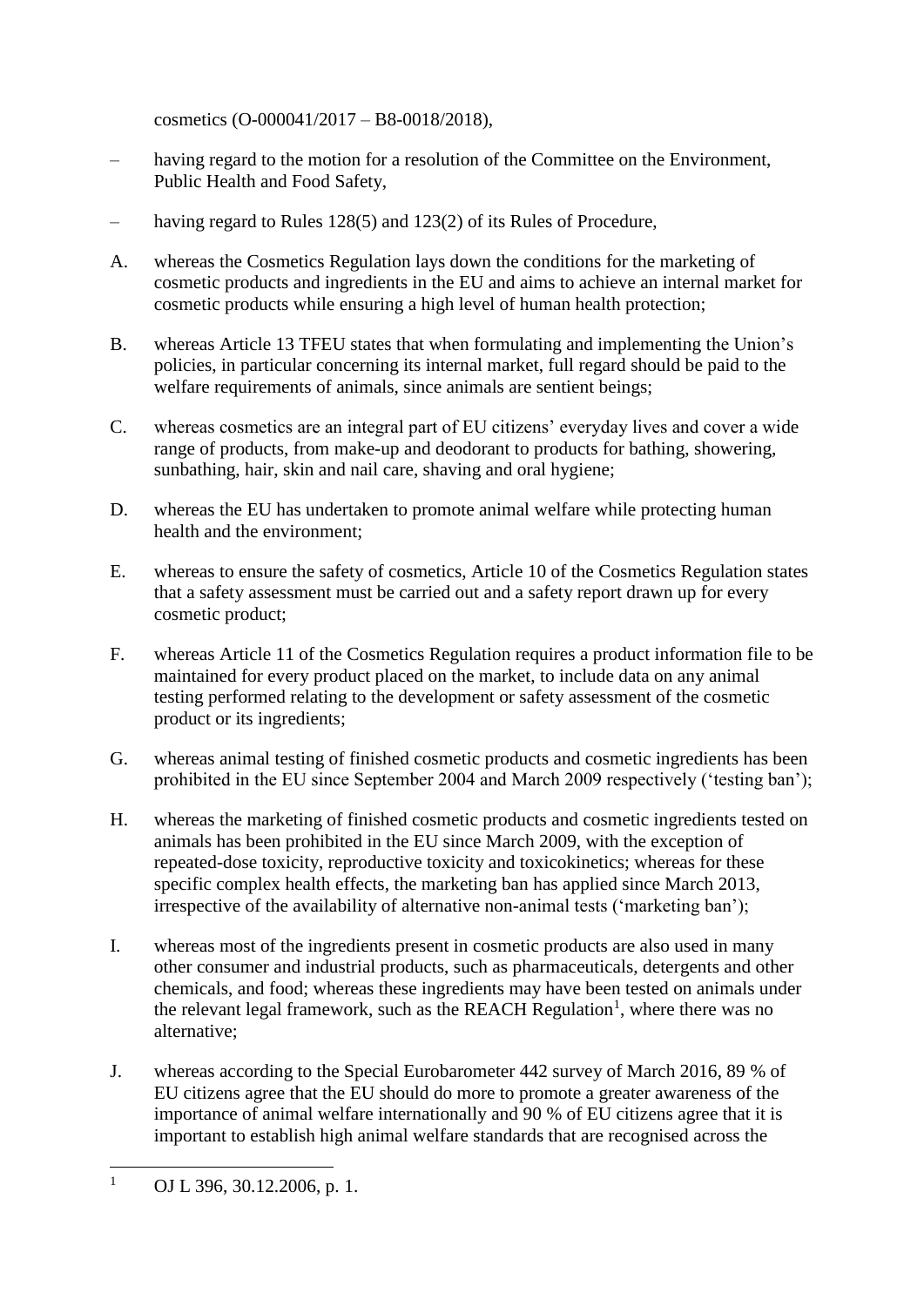cosmetics (O-000041/2017 – B8-0018/2018),

– having regard to the motion for a resolution of the Committee on the Environment, Public Health and Food Safety,

– having regard to Rules 128(5) and 123(2) of its Rules of Procedure,

A. whereas the Cosmetics Regulation lays down the conditions for the marketing of cosmetic products and ingredients in the EU and aims to achieve an internal market for cosmetic products while ensuring a high level of human health protection;

B. whereas Article 13 TFEU states that when formulating and implementing the Union's policies, in particular concerning its internal market, full regard should be paid to the welfare requirements of animals, since animals are sentient beings;

C. whereas cosmetics are an integral part of EU citizens' everyday lives and cover a wide range of products, from make-up and deodorant to products for bathing, showering, sunbathing, hair, skin and nail care, shaving and oral hygiene;

D. whereas the EU has undertaken to promote animal welfare while protecting human health and the environment;

E. whereas to ensure the safety of cosmetics, Article 10 of the Cosmetics Regulation states that a safety assessment must be carried out and a safety report drawn up for every cosmetic product;

F. whereas Article 11 of the Cosmetics Regulation requires a product information file to be maintained for every product placed on the market, to include data on any animal testing performed relating to the development or safety assessment of the cosmetic product or its ingredients;

G. whereas animal testing of finished cosmetic products and cosmetic ingredients has been prohibited in the EU since September 2004 and March 2009 respectively ('testing ban');

H. whereas the marketing of finished cosmetic products and cosmetic ingredients tested on animals has been prohibited in the EU since March 2009, with the exception of repeated-dose toxicity, reproductive toxicity and toxicokinetics; whereas for these specific complex health effects, the marketing ban has applied since March 2013, irrespective of the availability of alternative non-animal tests ('marketing ban');

I. whereas most of the ingredients present in cosmetic products are also used in many other consumer and industrial products, such as pharmaceuticals, detergents and other chemicals, and food; whereas these ingredients may have been tested on animals under the relevant legal framework, such as the REACH Regulation[1], where there was no alternative;

J. whereas according to the Special Eurobarometer 442 survey of March 2016, 89 % of EU citizens agree that the EU should do more to promote a greater awareness of the importance of animal welfare internationally and 90 % of EU citizens agree that it is important to establish high animal welfare standards that are recognised across the

---

[1] OJ L 396, 30.12.2006, p. 1.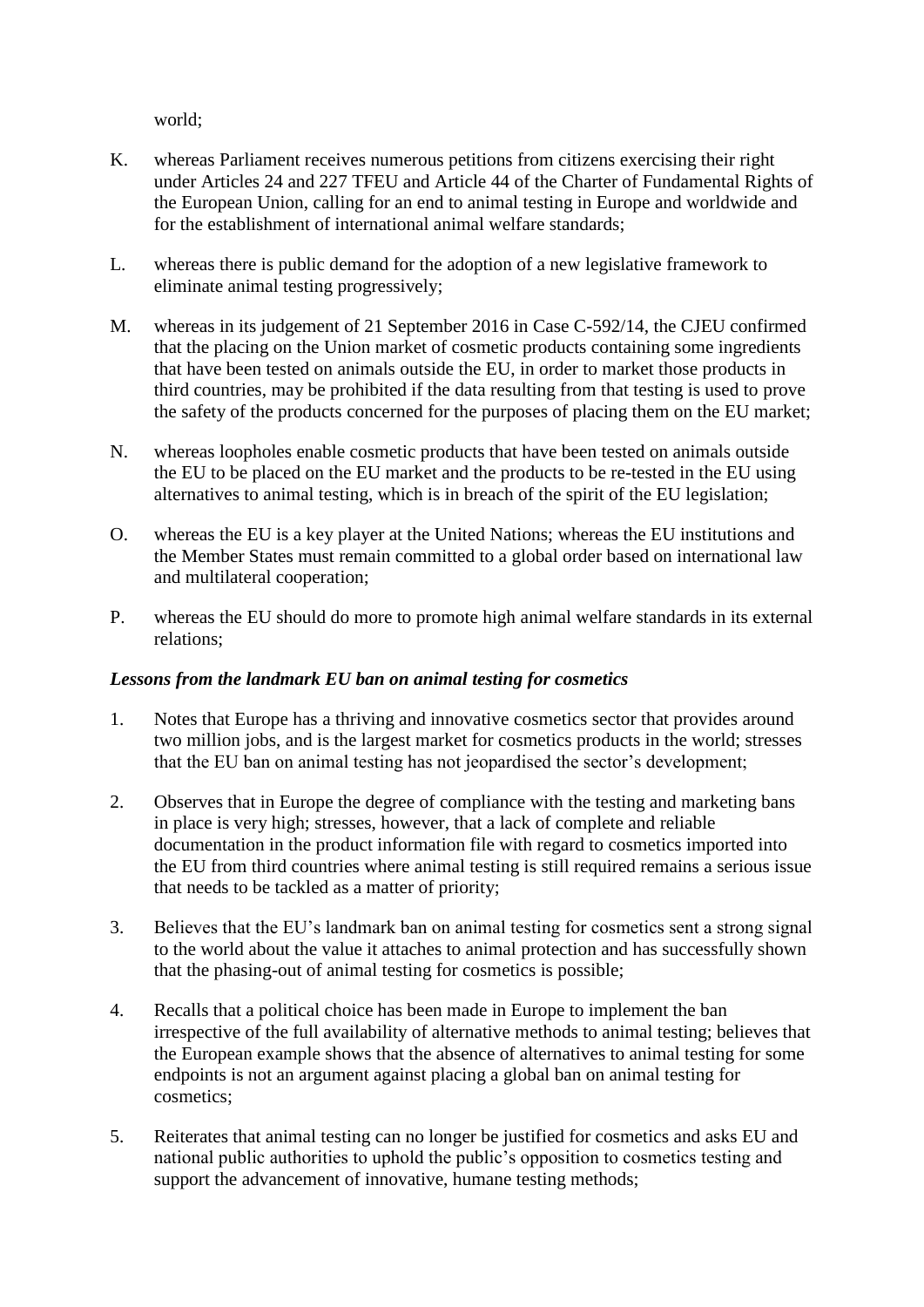world;

K. whereas Parliament receives numerous petitions from citizens exercising their right under Articles 24 and 227 TFEU and Article 44 of the Charter of Fundamental Rights of the European Union, calling for an end to animal testing in Europe and worldwide and for the establishment of international animal welfare standards;

L. whereas there is public demand for the adoption of a new legislative framework to eliminate animal testing progressively;

M. whereas in its judgement of 21 September 2016 in Case C-592/14, the CJEU confirmed that the placing on the Union market of cosmetic products containing some ingredients that have been tested on animals outside the EU, in order to market those products in third countries, may be prohibited if the data resulting from that testing is used to prove the safety of the products concerned for the purposes of placing them on the EU market;

N. whereas loopholes enable cosmetic products that have been tested on animals outside the EU to be placed on the EU market and the products to be re-tested in the EU using alternatives to animal testing, which is in breach of the spirit of the EU legislation;

O. whereas the EU is a key player at the United Nations; whereas the EU institutions and the Member States must remain committed to a global order based on international law and multilateral cooperation;

P. whereas the EU should do more to promote high animal welfare standards in its external relations;

***Lessons from the landmark EU ban on animal testing for cosmetics***

1. Notes that Europe has a thriving and innovative cosmetics sector that provides around two million jobs, and is the largest market for cosmetics products in the world; stresses that the EU ban on animal testing has not jeopardised the sector's development;

2. Observes that in Europe the degree of compliance with the testing and marketing bans in place is very high; stresses, however, that a lack of complete and reliable documentation in the product information file with regard to cosmetics imported into the EU from third countries where animal testing is still required remains a serious issue that needs to be tackled as a matter of priority;

3. Believes that the EU's landmark ban on animal testing for cosmetics sent a strong signal to the world about the value it attaches to animal protection and has successfully shown that the phasing-out of animal testing for cosmetics is possible;

4. Recalls that a political choice has been made in Europe to implement the ban irrespective of the full availability of alternative methods to animal testing; believes that the European example shows that the absence of alternatives to animal testing for some endpoints is not an argument against placing a global ban on animal testing for cosmetics;

5. Reiterates that animal testing can no longer be justified for cosmetics and asks EU and national public authorities to uphold the public's opposition to cosmetics testing and support the advancement of innovative, humane testing methods;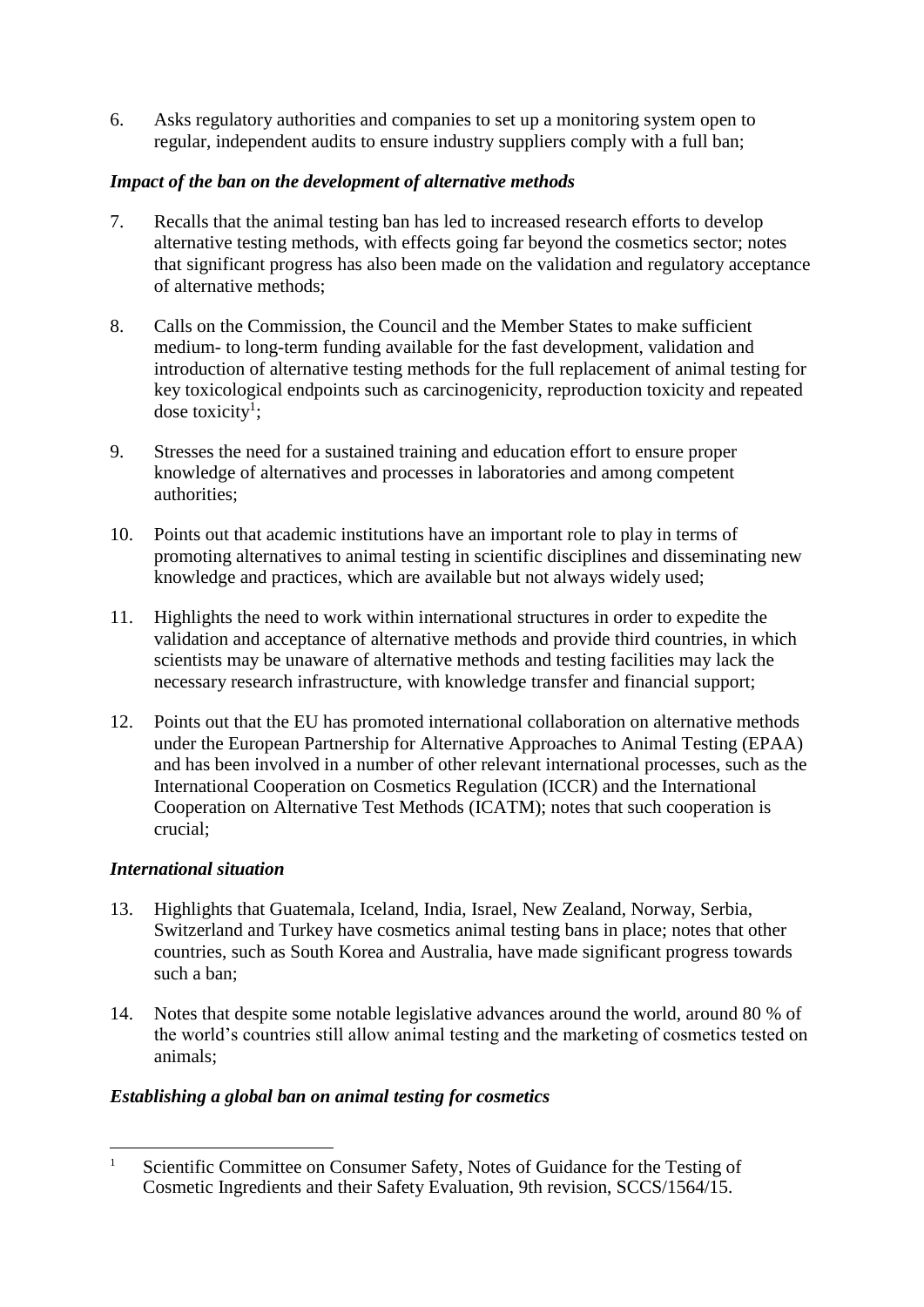6. Asks regulatory authorities and companies to set up a monitoring system open to regular, independent audits to ensure industry suppliers comply with a full ban;

***Impact of the ban on the development of alternative methods***

7. Recalls that the animal testing ban has led to increased research efforts to develop alternative testing methods, with effects going far beyond the cosmetics sector; notes that significant progress has also been made on the validation and regulatory acceptance of alternative methods;

8. Calls on the Commission, the Council and the Member States to make sufficient medium- to long-term funding available for the fast development, validation and introduction of alternative testing methods for the full replacement of animal testing for key toxicological endpoints such as carcinogenicity, reproduction toxicity and repeated dose toxicity[1];

9. Stresses the need for a sustained training and education effort to ensure proper knowledge of alternatives and processes in laboratories and among competent authorities;

10. Points out that academic institutions have an important role to play in terms of promoting alternatives to animal testing in scientific disciplines and disseminating new knowledge and practices, which are available but not always widely used;

11. Highlights the need to work within international structures in order to expedite the validation and acceptance of alternative methods and provide third countries, in which scientists may be unaware of alternative methods and testing facilities may lack the necessary research infrastructure, with knowledge transfer and financial support;

12. Points out that the EU has promoted international collaboration on alternative methods under the European Partnership for Alternative Approaches to Animal Testing (EPAA) and has been involved in a number of other relevant international processes, such as the International Cooperation on Cosmetics Regulation (ICCR) and the International Cooperation on Alternative Test Methods (ICATM); notes that such cooperation is crucial;

***International situation***

13. Highlights that Guatemala, Iceland, India, Israel, New Zealand, Norway, Serbia, Switzerland and Turkey have cosmetics animal testing bans in place; notes that other countries, such as South Korea and Australia, have made significant progress towards such a ban;

14. Notes that despite some notable legislative advances around the world, around 80 % of the world's countries still allow animal testing and the marketing of cosmetics tested on animals;

***Establishing a global ban on animal testing for cosmetics***

---

[1] Scientific Committee on Consumer Safety, Notes of Guidance for the Testing of Cosmetic Ingredients and their Safety Evaluation, 9th revision, SCCS/1564/15.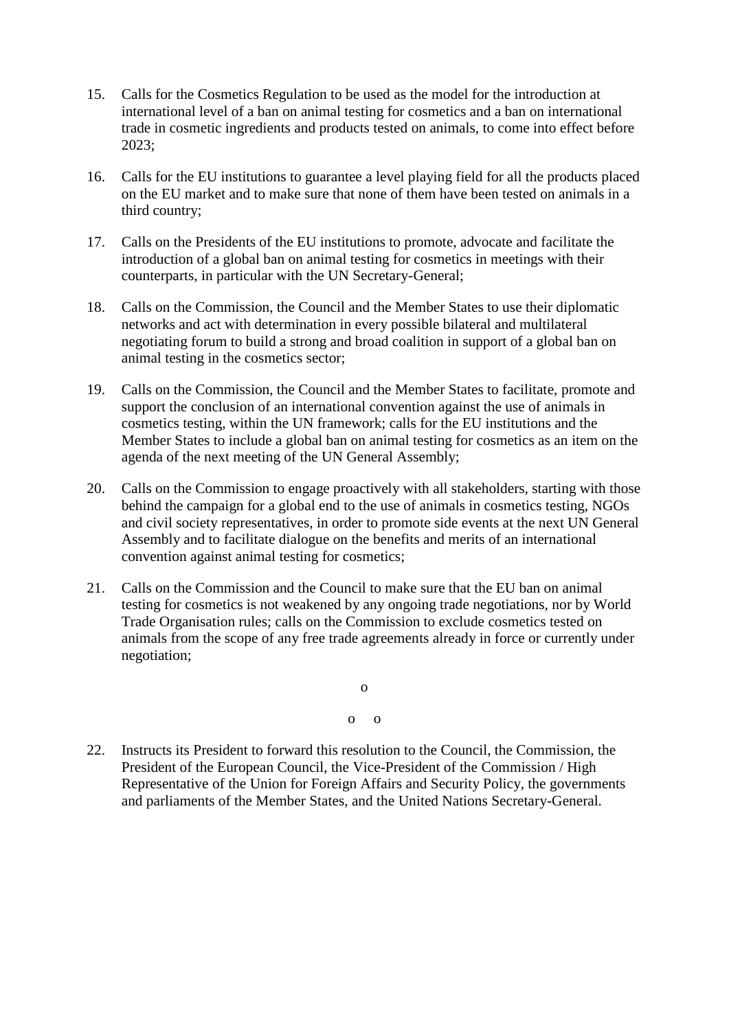15. Calls for the Cosmetics Regulation to be used as the model for the introduction at international level of a ban on animal testing for cosmetics and a ban on international trade in cosmetic ingredients and products tested on animals, to come into effect before 2023;

16. Calls for the EU institutions to guarantee a level playing field for all the products placed on the EU market and to make sure that none of them have been tested on animals in a third country;

17. Calls on the Presidents of the EU institutions to promote, advocate and facilitate the introduction of a global ban on animal testing for cosmetics in meetings with their counterparts, in particular with the UN Secretary-General;

18. Calls on the Commission, the Council and the Member States to use their diplomatic networks and act with determination in every possible bilateral and multilateral negotiating forum to build a strong and broad coalition in support of a global ban on animal testing in the cosmetics sector;

19. Calls on the Commission, the Council and the Member States to facilitate, promote and support the conclusion of an international convention against the use of animals in cosmetics testing, within the UN framework; calls for the EU institutions and the Member States to include a global ban on animal testing for cosmetics as an item on the agenda of the next meeting of the UN General Assembly;

20. Calls on the Commission to engage proactively with all stakeholders, starting with those behind the campaign for a global end to the use of animals in cosmetics testing, NGOs and civil society representatives, in order to promote side events at the next UN General Assembly and to facilitate dialogue on the benefits and merits of an international convention against animal testing for cosmetics;

21. Calls on the Commission and the Council to make sure that the EU ban on animal testing for cosmetics is not weakened by any ongoing trade negotiations, nor by World Trade Organisation rules; calls on the Commission to exclude cosmetics tested on animals from the scope of any free trade agreements already in force or currently under negotiation;

o

o o

22. Instructs its President to forward this resolution to the Council, the Commission, the President of the European Council, the Vice-President of the Commission / High Representative of the Union for Foreign Affairs and Security Policy, the governments and parliaments of the Member States, and the United Nations Secretary-General.